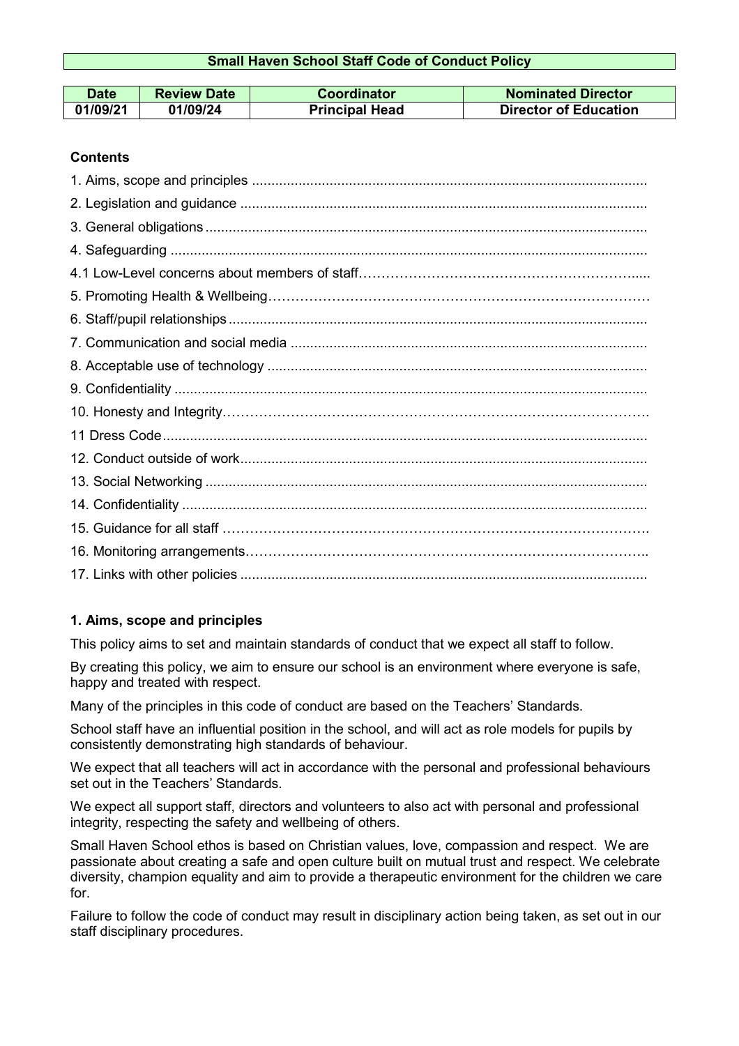# Small Haven School Staff Code of Conduct Policy

| Date | Review Date | Coordinator | Nominated Director |
|---|---|---|---|
| 01/09/21 | 01/09/24 | Principal Head | Director of Education |

**Contents**

1. Aims, scope and principles
2. Legislation and guidance
3. General obligations
4. Safeguarding
4.1 Low-Level concerns about members of staff
5. Promoting Health & Wellbeing
6. Staff/pupil relationships
7. Communication and social media
8. Acceptable use of technology
9. Confidentiality
10. Honesty and Integrity
11 Dress Code
12. Conduct outside of work
13. Social Networking
14. Confidentiality
15. Guidance for all staff
16. Monitoring arrangements
17. Links with other policies

## 1. Aims, scope and principles

This policy aims to set and maintain standards of conduct that we expect all staff to follow.

By creating this policy, we aim to ensure our school is an environment where everyone is safe, happy and treated with respect.

Many of the principles in this code of conduct are based on the Teachers' Standards.

School staff have an influential position in the school, and will act as role models for pupils by consistently demonstrating high standards of behaviour.

We expect that all teachers will act in accordance with the personal and professional behaviours set out in the Teachers' Standards.

We expect all support staff, directors and volunteers to also act with personal and professional integrity, respecting the safety and wellbeing of others.

Small Haven School ethos is based on Christian values, love, compassion and respect. We are passionate about creating a safe and open culture built on mutual trust and respect. We celebrate diversity, champion equality and aim to provide a therapeutic environment for the children we care for.

Failure to follow the code of conduct may result in disciplinary action being taken, as set out in our staff disciplinary procedures.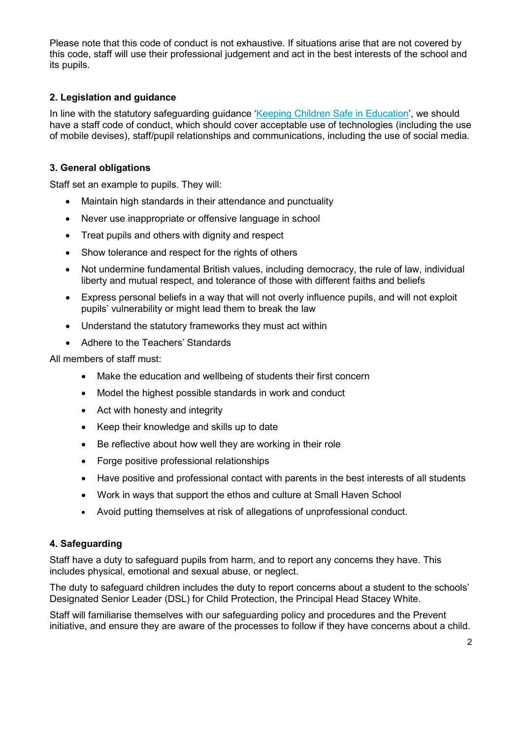Please note that this code of conduct is not exhaustive. If situations arise that are not covered by this code, staff will use their professional judgement and act in the best interests of the school and its pupils.

## 2. Legislation and guidance

In line with the statutory safeguarding guidance '[Keeping Children Safe in Education](#)', we should have a staff code of conduct, which should cover acceptable use of technologies (including the use of mobile devises), staff/pupil relationships and communications, including the use of social media.

## 3. General obligations

Staff set an example to pupils. They will:

- Maintain high standards in their attendance and punctuality
- Never use inappropriate or offensive language in school
- Treat pupils and others with dignity and respect
- Show tolerance and respect for the rights of others
- Not undermine fundamental British values, including democracy, the rule of law, individual liberty and mutual respect, and tolerance of those with different faiths and beliefs
- Express personal beliefs in a way that will not overly influence pupils, and will not exploit pupils' vulnerability or might lead them to break the law
- Understand the statutory frameworks they must act within
- Adhere to the Teachers' Standards

All members of staff must:

- Make the education and wellbeing of students their first concern
- Model the highest possible standards in work and conduct
- Act with honesty and integrity
- Keep their knowledge and skills up to date
- Be reflective about how well they are working in their role
- Forge positive professional relationships
- Have positive and professional contact with parents in the best interests of all students
- Work in ways that support the ethos and culture at Small Haven School
- Avoid putting themselves at risk of allegations of unprofessional conduct.

## 4. Safeguarding

Staff have a duty to safeguard pupils from harm, and to report any concerns they have. This includes physical, emotional and sexual abuse, or neglect.

The duty to safeguard children includes the duty to report concerns about a student to the schools' Designated Senior Leader (DSL) for Child Protection, the Principal Head Stacey White.

Staff will familiarise themselves with our safeguarding policy and procedures and the Prevent initiative, and ensure they are aware of the processes to follow if they have concerns about a child.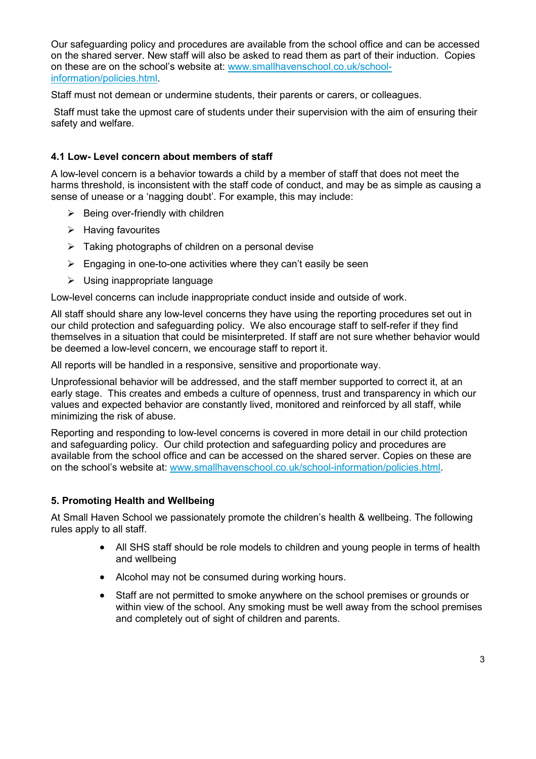Our safeguarding policy and procedures are available from the school office and can be accessed on the shared server. New staff will also be asked to read them as part of their induction. Copies on these are on the school's website at: [www.smallhavenschool.co.uk/school-information/policies.html](www.smallhavenschool.co.uk/school-information/policies.html).

Staff must not demean or undermine students, their parents or carers, or colleagues.

Staff must take the upmost care of students under their supervision with the aim of ensuring their safety and welfare.

### 4.1 Low- Level concern about members of staff

A low-level concern is a behavior towards a child by a member of staff that does not meet the harms threshold, is inconsistent with the staff code of conduct, and may be as simple as causing a sense of unease or a 'nagging doubt'. For example, this may include:

- Being over-friendly with children
- Having favourites
- Taking photographs of children on a personal devise
- Engaging in one-to-one activities where they can't easily be seen
- Using inappropriate language

Low-level concerns can include inappropriate conduct inside and outside of work.

All staff should share any low-level concerns they have using the reporting procedures set out in our child protection and safeguarding policy. We also encourage staff to self-refer if they find themselves in a situation that could be misinterpreted. If staff are not sure whether behavior would be deemed a low-level concern, we encourage staff to report it.

All reports will be handled in a responsive, sensitive and proportionate way.

Unprofessional behavior will be addressed, and the staff member supported to correct it, at an early stage. This creates and embeds a culture of openness, trust and transparency in which our values and expected behavior are constantly lived, monitored and reinforced by all staff, while minimizing the risk of abuse.

Reporting and responding to low-level concerns is covered in more detail in our child protection and safeguarding policy. Our child protection and safeguarding policy and procedures are available from the school office and can be accessed on the shared server. Copies on these are on the school's website at: [www.smallhavenschool.co.uk/school-information/policies.html](www.smallhavenschool.co.uk/school-information/policies.html).

## 5. Promoting Health and Wellbeing

At Small Haven School we passionately promote the children's health & wellbeing. The following rules apply to all staff.

- All SHS staff should be role models to children and young people in terms of health and wellbeing
- Alcohol may not be consumed during working hours.
- Staff are not permitted to smoke anywhere on the school premises or grounds or within view of the school. Any smoking must be well away from the school premises and completely out of sight of children and parents.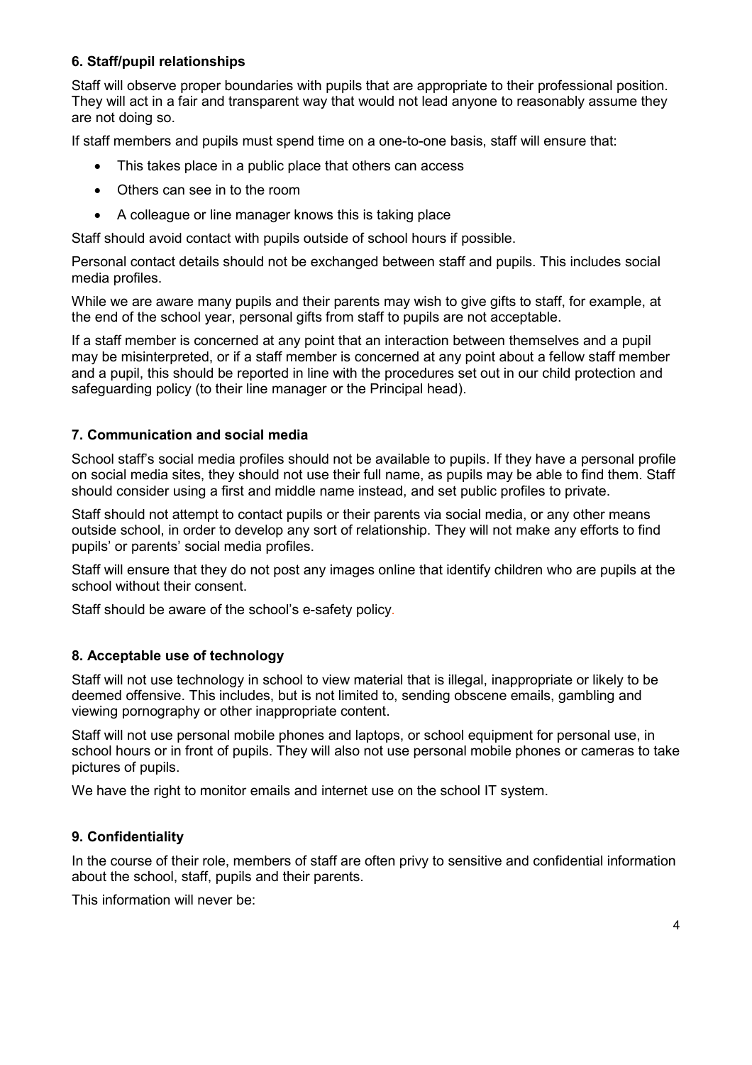### 6. Staff/pupil relationships

Staff will observe proper boundaries with pupils that are appropriate to their professional position. They will act in a fair and transparent way that would not lead anyone to reasonably assume they are not doing so.

If staff members and pupils must spend time on a one-to-one basis, staff will ensure that:

- This takes place in a public place that others can access
- Others can see in to the room
- A colleague or line manager knows this is taking place

Staff should avoid contact with pupils outside of school hours if possible.

Personal contact details should not be exchanged between staff and pupils. This includes social media profiles.

While we are aware many pupils and their parents may wish to give gifts to staff, for example, at the end of the school year, personal gifts from staff to pupils are not acceptable.

If a staff member is concerned at any point that an interaction between themselves and a pupil may be misinterpreted, or if a staff member is concerned at any point about a fellow staff member and a pupil, this should be reported in line with the procedures set out in our child protection and safeguarding policy (to their line manager or the Principal head).

### 7. Communication and social media

School staff's social media profiles should not be available to pupils. If they have a personal profile on social media sites, they should not use their full name, as pupils may be able to find them. Staff should consider using a first and middle name instead, and set public profiles to private.

Staff should not attempt to contact pupils or their parents via social media, or any other means outside school, in order to develop any sort of relationship. They will not make any efforts to find pupils' or parents' social media profiles.

Staff will ensure that they do not post any images online that identify children who are pupils at the school without their consent.

Staff should be aware of the school's e-safety policy.

### 8. Acceptable use of technology

Staff will not use technology in school to view material that is illegal, inappropriate or likely to be deemed offensive. This includes, but is not limited to, sending obscene emails, gambling and viewing pornography or other inappropriate content.

Staff will not use personal mobile phones and laptops, or school equipment for personal use, in school hours or in front of pupils. They will also not use personal mobile phones or cameras to take pictures of pupils.

We have the right to monitor emails and internet use on the school IT system.

### 9. Confidentiality

In the course of their role, members of staff are often privy to sensitive and confidential information about the school, staff, pupils and their parents.

This information will never be: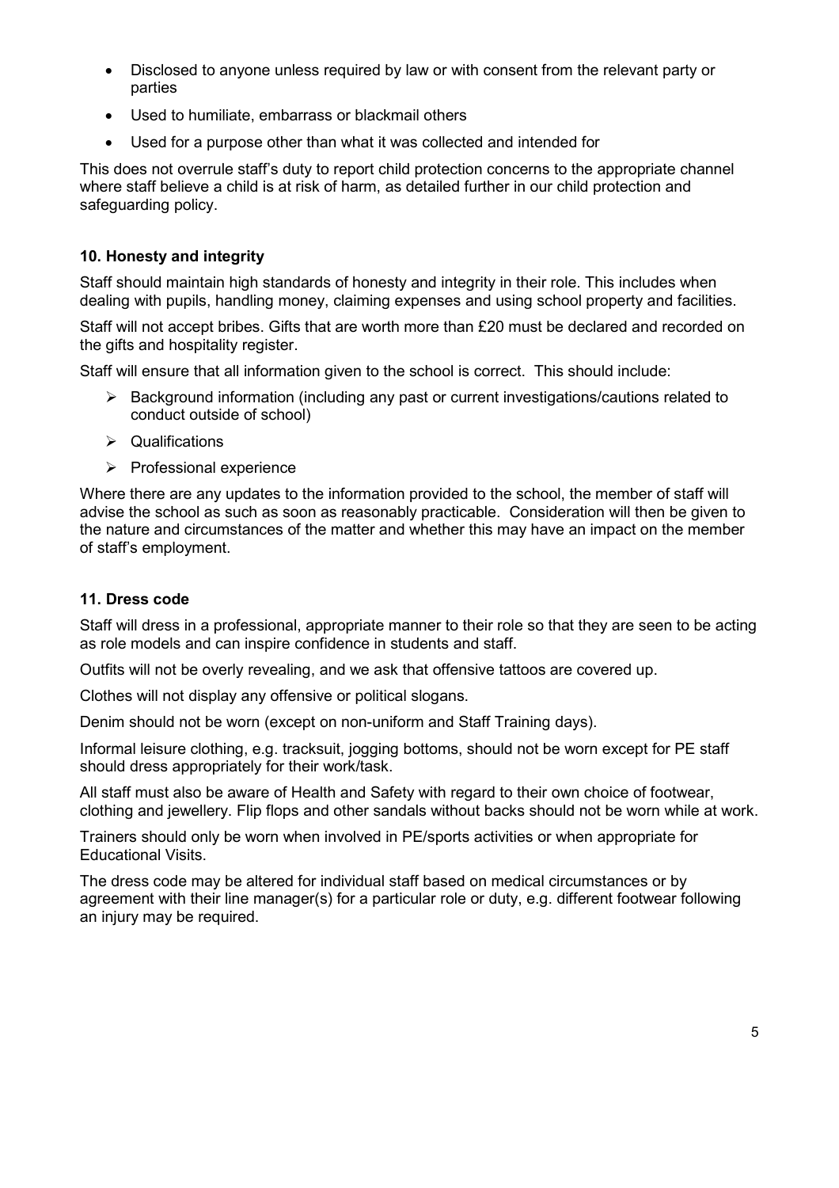- Disclosed to anyone unless required by law or with consent from the relevant party or parties
- Used to humiliate, embarrass or blackmail others
- Used for a purpose other than what it was collected and intended for

This does not overrule staff's duty to report child protection concerns to the appropriate channel where staff believe a child is at risk of harm, as detailed further in our child protection and safeguarding policy.

### 10. Honesty and integrity

Staff should maintain high standards of honesty and integrity in their role. This includes when dealing with pupils, handling money, claiming expenses and using school property and facilities.

Staff will not accept bribes. Gifts that are worth more than £20 must be declared and recorded on the gifts and hospitality register.

Staff will ensure that all information given to the school is correct. This should include:

- Background information (including any past or current investigations/cautions related to conduct outside of school)
- Qualifications
- Professional experience

Where there are any updates to the information provided to the school, the member of staff will advise the school as such as soon as reasonably practicable. Consideration will then be given to the nature and circumstances of the matter and whether this may have an impact on the member of staff's employment.

### 11. Dress code

Staff will dress in a professional, appropriate manner to their role so that they are seen to be acting as role models and can inspire confidence in students and staff.

Outfits will not be overly revealing, and we ask that offensive tattoos are covered up.

Clothes will not display any offensive or political slogans.

Denim should not be worn (except on non-uniform and Staff Training days).

Informal leisure clothing, e.g. tracksuit, jogging bottoms, should not be worn except for PE staff should dress appropriately for their work/task.

All staff must also be aware of Health and Safety with regard to their own choice of footwear, clothing and jewellery. Flip flops and other sandals without backs should not be worn while at work.

Trainers should only be worn when involved in PE/sports activities or when appropriate for Educational Visits.

The dress code may be altered for individual staff based on medical circumstances or by agreement with their line manager(s) for a particular role or duty, e.g. different footwear following an injury may be required.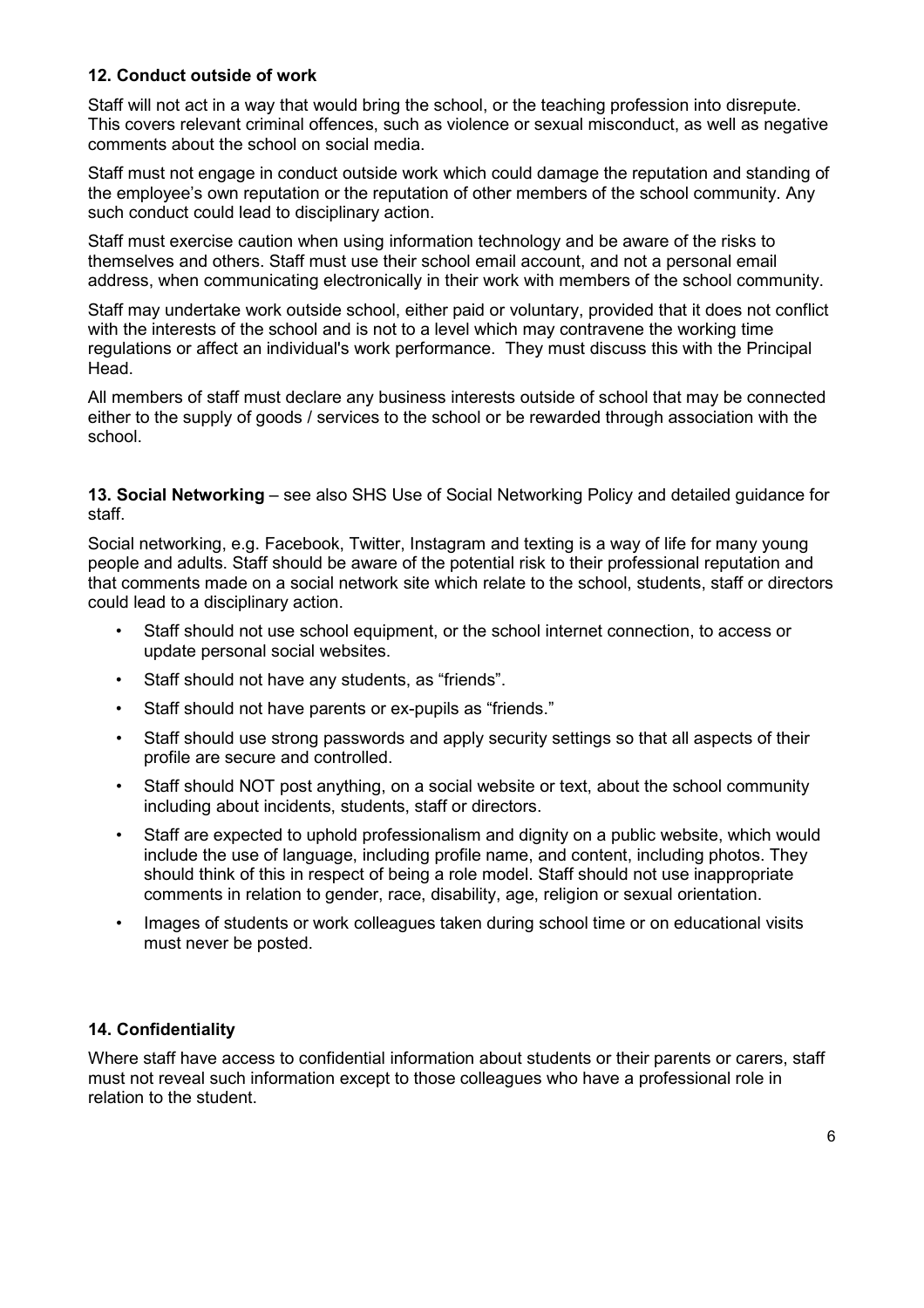### 12. Conduct outside of work

Staff will not act in a way that would bring the school, or the teaching profession into disrepute. This covers relevant criminal offences, such as violence or sexual misconduct, as well as negative comments about the school on social media.

Staff must not engage in conduct outside work which could damage the reputation and standing of the employee's own reputation or the reputation of other members of the school community. Any such conduct could lead to disciplinary action.

Staff must exercise caution when using information technology and be aware of the risks to themselves and others. Staff must use their school email account, and not a personal email address, when communicating electronically in their work with members of the school community.

Staff may undertake work outside school, either paid or voluntary, provided that it does not conflict with the interests of the school and is not to a level which may contravene the working time regulations or affect an individual's work performance. They must discuss this with the Principal Head.

All members of staff must declare any business interests outside of school that may be connected either to the supply of goods / services to the school or be rewarded through association with the school.

### 13. Social Networking – see also SHS Use of Social Networking Policy and detailed guidance for staff.

Social networking, e.g. Facebook, Twitter, Instagram and texting is a way of life for many young people and adults. Staff should be aware of the potential risk to their professional reputation and that comments made on a social network site which relate to the school, students, staff or directors could lead to a disciplinary action.

- Staff should not use school equipment, or the school internet connection, to access or update personal social websites.
- Staff should not have any students, as "friends".
- Staff should not have parents or ex-pupils as "friends."
- Staff should use strong passwords and apply security settings so that all aspects of their profile are secure and controlled.
- Staff should NOT post anything, on a social website or text, about the school community including about incidents, students, staff or directors.
- Staff are expected to uphold professionalism and dignity on a public website, which would include the use of language, including profile name, and content, including photos. They should think of this in respect of being a role model. Staff should not use inappropriate comments in relation to gender, race, disability, age, religion or sexual orientation.
- Images of students or work colleagues taken during school time or on educational visits must never be posted.

### 14. Confidentiality

Where staff have access to confidential information about students or their parents or carers, staff must not reveal such information except to those colleagues who have a professional role in relation to the student.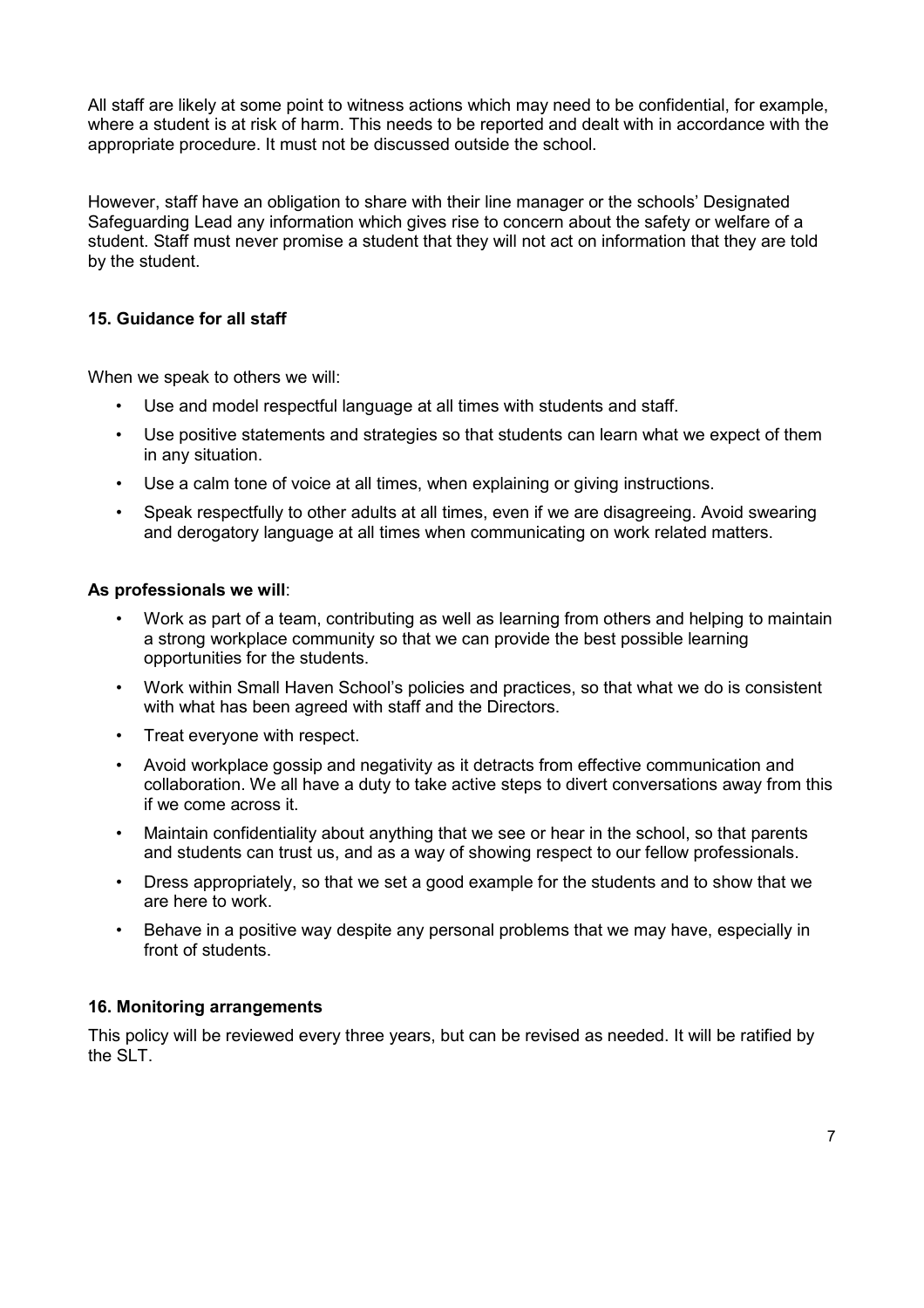All staff are likely at some point to witness actions which may need to be confidential, for example, where a student is at risk of harm. This needs to be reported and dealt with in accordance with the appropriate procedure. It must not be discussed outside the school.

However, staff have an obligation to share with their line manager or the schools' Designated Safeguarding Lead any information which gives rise to concern about the safety or welfare of a student. Staff must never promise a student that they will not act on information that they are told by the student.

## 15. Guidance for all staff

When we speak to others we will:

- Use and model respectful language at all times with students and staff.
- Use positive statements and strategies so that students can learn what we expect of them in any situation.
- Use a calm tone of voice at all times, when explaining or giving instructions.
- Speak respectfully to other adults at all times, even if we are disagreeing. Avoid swearing and derogatory language at all times when communicating on work related matters.

**As professionals we will**:

- Work as part of a team, contributing as well as learning from others and helping to maintain a strong workplace community so that we can provide the best possible learning opportunities for the students.
- Work within Small Haven School's policies and practices, so that what we do is consistent with what has been agreed with staff and the Directors.
- Treat everyone with respect.
- Avoid workplace gossip and negativity as it detracts from effective communication and collaboration. We all have a duty to take active steps to divert conversations away from this if we come across it.
- Maintain confidentiality about anything that we see or hear in the school, so that parents and students can trust us, and as a way of showing respect to our fellow professionals.
- Dress appropriately, so that we set a good example for the students and to show that we are here to work.
- Behave in a positive way despite any personal problems that we may have, especially in front of students.

## 16. Monitoring arrangements

This policy will be reviewed every three years, but can be revised as needed. It will be ratified by the SLT.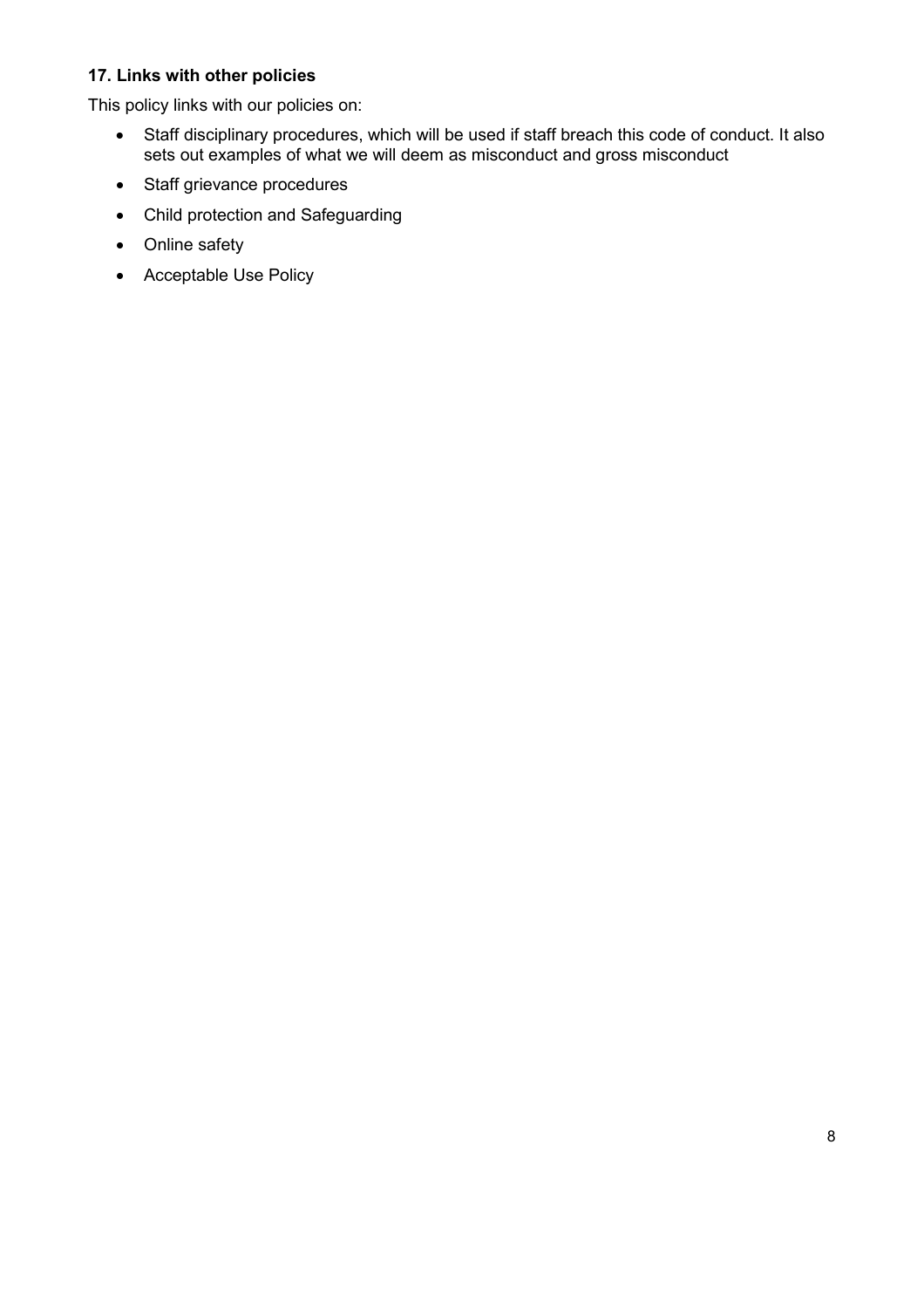### 17. Links with other policies

This policy links with our policies on:

- Staff disciplinary procedures, which will be used if staff breach this code of conduct. It also sets out examples of what we will deem as misconduct and gross misconduct
- Staff grievance procedures
- Child protection and Safeguarding
- Online safety
- Acceptable Use Policy